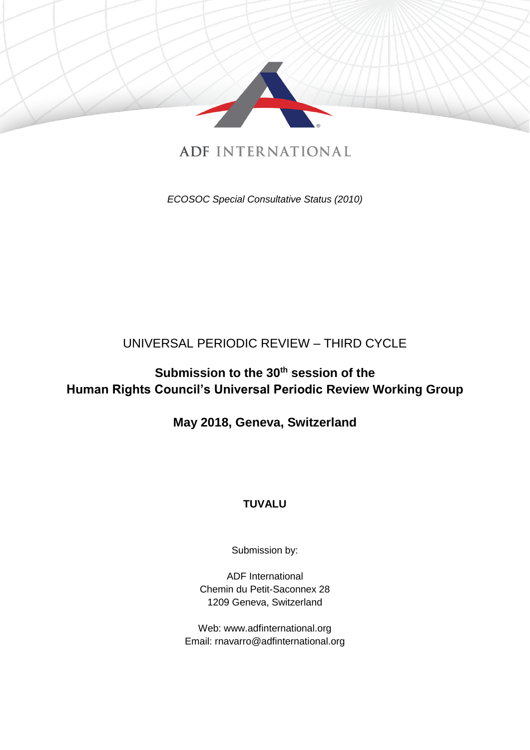ADF INTERNATIONAL

*ECOSOC Special Consultative Status (2010)*

UNIVERSAL PERIODIC REVIEW – THIRD CYCLE

**Submission to the 30th session of the Human Rights Council's Universal Periodic Review Working Group**

**May 2018, Geneva, Switzerland**

**TUVALU**

Submission by:

ADF International
Chemin du Petit-Saconnex 28
1209 Geneva, Switzerland

Web: www.adfinternational.org
Email: rnavarro@adfinternational.org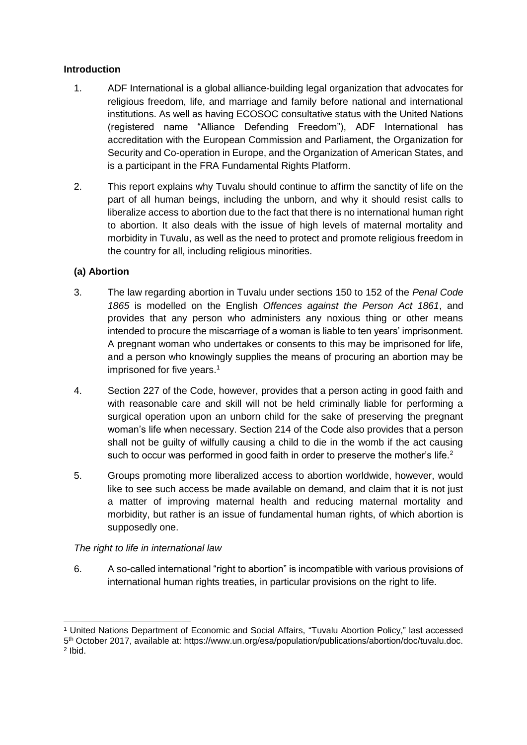**Introduction**

1. ADF International is a global alliance-building legal organization that advocates for religious freedom, life, and marriage and family before national and international institutions. As well as having ECOSOC consultative status with the United Nations (registered name "Alliance Defending Freedom"), ADF International has accreditation with the European Commission and Parliament, the Organization for Security and Co-operation in Europe, and the Organization of American States, and is a participant in the FRA Fundamental Rights Platform.

2. This report explains why Tuvalu should continue to affirm the sanctity of life on the part of all human beings, including the unborn, and why it should resist calls to liberalize access to abortion due to the fact that there is no international human right to abortion. It also deals with the issue of high levels of maternal mortality and morbidity in Tuvalu, as well as the need to protect and promote religious freedom in the country for all, including religious minorities.

**(a) Abortion**

3. The law regarding abortion in Tuvalu under sections 150 to 152 of the *Penal Code 1865* is modelled on the English *Offences against the Person Act 1861*, and provides that any person who administers any noxious thing or other means intended to procure the miscarriage of a woman is liable to ten years' imprisonment. A pregnant woman who undertakes or consents to this may be imprisoned for life, and a person who knowingly supplies the means of procuring an abortion may be imprisoned for five years.[1]

4. Section 227 of the Code, however, provides that a person acting in good faith and with reasonable care and skill will not be held criminally liable for performing a surgical operation upon an unborn child for the sake of preserving the pregnant woman's life when necessary. Section 214 of the Code also provides that a person shall not be guilty of wilfully causing a child to die in the womb if the act causing such to occur was performed in good faith in order to preserve the mother's life.[2]

5. Groups promoting more liberalized access to abortion worldwide, however, would like to see such access be made available on demand, and claim that it is not just a matter of improving maternal health and reducing maternal mortality and morbidity, but rather is an issue of fundamental human rights, of which abortion is supposedly one.

*The right to life in international law*

6. A so-called international "right to abortion" is incompatible with various provisions of international human rights treaties, in particular provisions on the right to life.

---

[1] United Nations Department of Economic and Social Affairs, "Tuvalu Abortion Policy," last accessed 5th October 2017, available at: https://www.un.org/esa/population/publications/abortion/doc/tuvalu.doc.

[2] Ibid.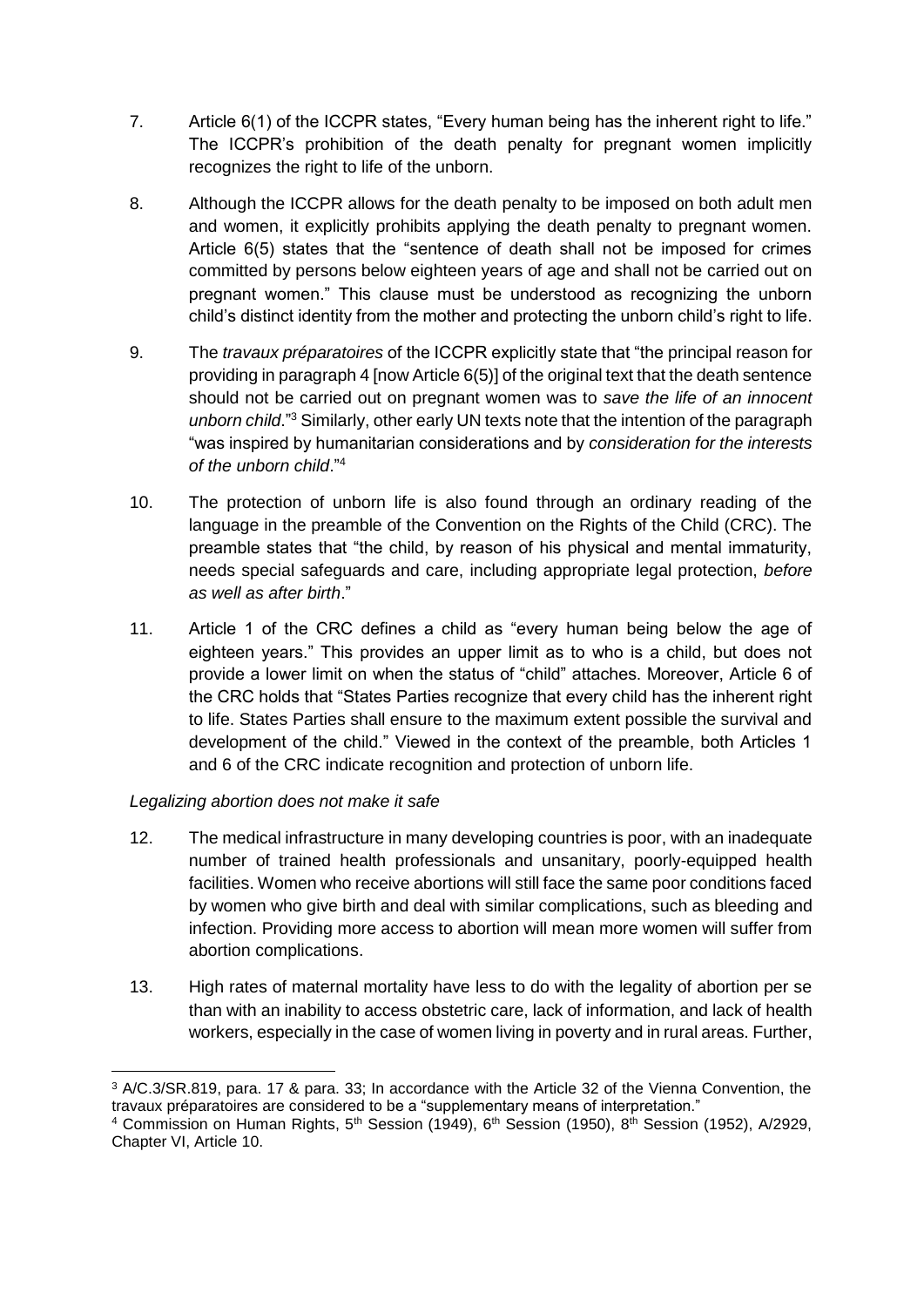7. Article 6(1) of the ICCPR states, "Every human being has the inherent right to life." The ICCPR's prohibition of the death penalty for pregnant women implicitly recognizes the right to life of the unborn.

8. Although the ICCPR allows for the death penalty to be imposed on both adult men and women, it explicitly prohibits applying the death penalty to pregnant women. Article 6(5) states that the "sentence of death shall not be imposed for crimes committed by persons below eighteen years of age and shall not be carried out on pregnant women." This clause must be understood as recognizing the unborn child's distinct identity from the mother and protecting the unborn child's right to life.

9. The *travaux préparatoires* of the ICCPR explicitly state that "the principal reason for providing in paragraph 4 [now Article 6(5)] of the original text that the death sentence should not be carried out on pregnant women was to *save the life of an innocent unborn child*."[3] Similarly, other early UN texts note that the intention of the paragraph "was inspired by humanitarian considerations and by *consideration for the interests of the unborn child*."[4]

10. The protection of unborn life is also found through an ordinary reading of the language in the preamble of the Convention on the Rights of the Child (CRC). The preamble states that "the child, by reason of his physical and mental immaturity, needs special safeguards and care, including appropriate legal protection, *before as well as after birth*."

11. Article 1 of the CRC defines a child as "every human being below the age of eighteen years." This provides an upper limit as to who is a child, but does not provide a lower limit on when the status of "child" attaches. Moreover, Article 6 of the CRC holds that "States Parties recognize that every child has the inherent right to life. States Parties shall ensure to the maximum extent possible the survival and development of the child." Viewed in the context of the preamble, both Articles 1 and 6 of the CRC indicate recognition and protection of unborn life.

*Legalizing abortion does not make it safe*

12. The medical infrastructure in many developing countries is poor, with an inadequate number of trained health professionals and unsanitary, poorly-equipped health facilities. Women who receive abortions will still face the same poor conditions faced by women who give birth and deal with similar complications, such as bleeding and infection. Providing more access to abortion will mean more women will suffer from abortion complications.

13. High rates of maternal mortality have less to do with the legality of abortion per se than with an inability to access obstetric care, lack of information, and lack of health workers, especially in the case of women living in poverty and in rural areas. Further,

---

[3] A/C.3/SR.819, para. 17 & para. 33; In accordance with the Article 32 of the Vienna Convention, the travaux préparatoires are considered to be a "supplementary means of interpretation."

[4] Commission on Human Rights, 5th Session (1949), 6th Session (1950), 8th Session (1952), A/2929, Chapter VI, Article 10.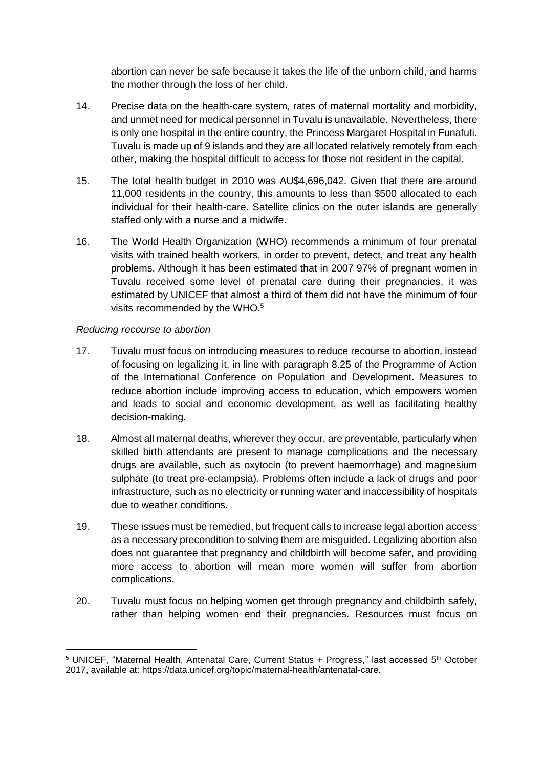abortion can never be safe because it takes the life of the unborn child, and harms the mother through the loss of her child.

14. Precise data on the health-care system, rates of maternal mortality and morbidity, and unmet need for medical personnel in Tuvalu is unavailable. Nevertheless, there is only one hospital in the entire country, the Princess Margaret Hospital in Funafuti. Tuvalu is made up of 9 islands and they are all located relatively remotely from each other, making the hospital difficult to access for those not resident in the capital.

15. The total health budget in 2010 was AU$4,696,042. Given that there are around 11,000 residents in the country, this amounts to less than $500 allocated to each individual for their health-care. Satellite clinics on the outer islands are generally staffed only with a nurse and a midwife.

16. The World Health Organization (WHO) recommends a minimum of four prenatal visits with trained health workers, in order to prevent, detect, and treat any health problems. Although it has been estimated that in 2007 97% of pregnant women in Tuvalu received some level of prenatal care during their pregnancies, it was estimated by UNICEF that almost a third of them did not have the minimum of four visits recommended by the WHO.[5]

*Reducing recourse to abortion*

17. Tuvalu must focus on introducing measures to reduce recourse to abortion, instead of focusing on legalizing it, in line with paragraph 8.25 of the Programme of Action of the International Conference on Population and Development. Measures to reduce abortion include improving access to education, which empowers women and leads to social and economic development, as well as facilitating healthy decision-making.

18. Almost all maternal deaths, wherever they occur, are preventable, particularly when skilled birth attendants are present to manage complications and the necessary drugs are available, such as oxytocin (to prevent haemorrhage) and magnesium sulphate (to treat pre-eclampsia). Problems often include a lack of drugs and poor infrastructure, such as no electricity or running water and inaccessibility of hospitals due to weather conditions.

19. These issues must be remedied, but frequent calls to increase legal abortion access as a necessary precondition to solving them are misguided. Legalizing abortion also does not guarantee that pregnancy and childbirth will become safer, and providing more access to abortion will mean more women will suffer from abortion complications.

20. Tuvalu must focus on helping women get through pregnancy and childbirth safely, rather than helping women end their pregnancies. Resources must focus on

---

[5] UNICEF, "Maternal Health, Antenatal Care, Current Status + Progress," last accessed 5th October 2017, available at: https://data.unicef.org/topic/maternal-health/antenatal-care.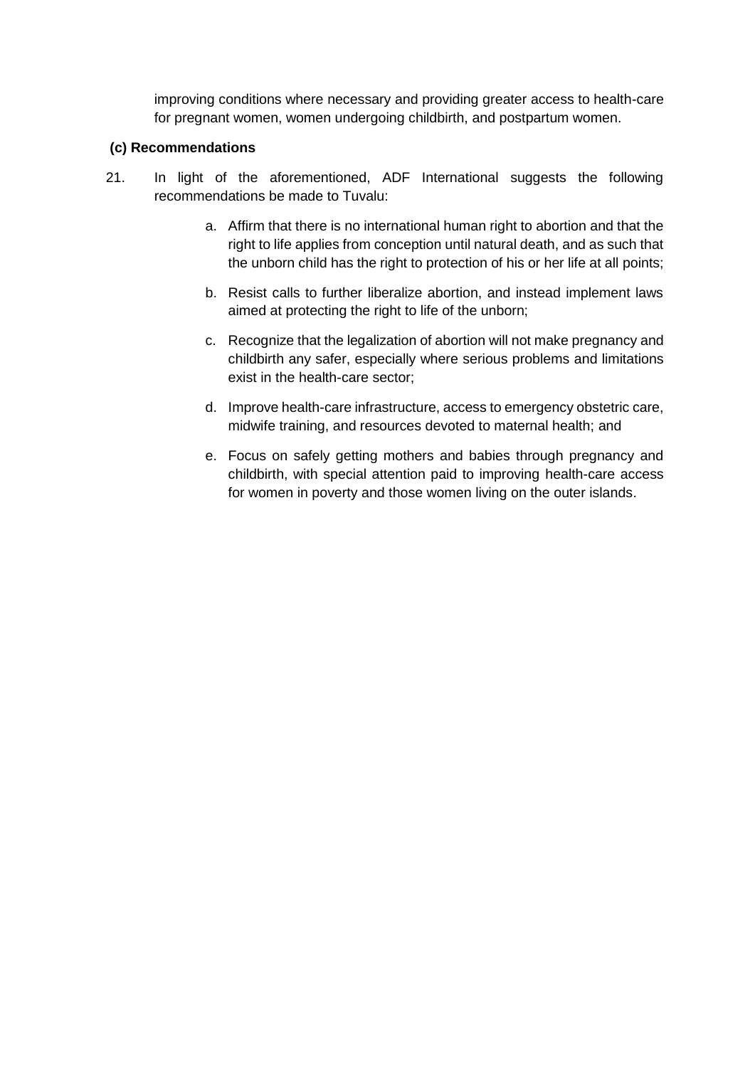improving conditions where necessary and providing greater access to health-care for pregnant women, women undergoing childbirth, and postpartum women.

**(c) Recommendations**

21. In light of the aforementioned, ADF International suggests the following recommendations be made to Tuvalu:

    a. Affirm that there is no international human right to abortion and that the right to life applies from conception until natural death, and as such that the unborn child has the right to protection of his or her life at all points;

    b. Resist calls to further liberalize abortion, and instead implement laws aimed at protecting the right to life of the unborn;

    c. Recognize that the legalization of abortion will not make pregnancy and childbirth any safer, especially where serious problems and limitations exist in the health-care sector;

    d. Improve health-care infrastructure, access to emergency obstetric care, midwife training, and resources devoted to maternal health; and

    e. Focus on safely getting mothers and babies through pregnancy and childbirth, with special attention paid to improving health-care access for women in poverty and those women living on the outer islands.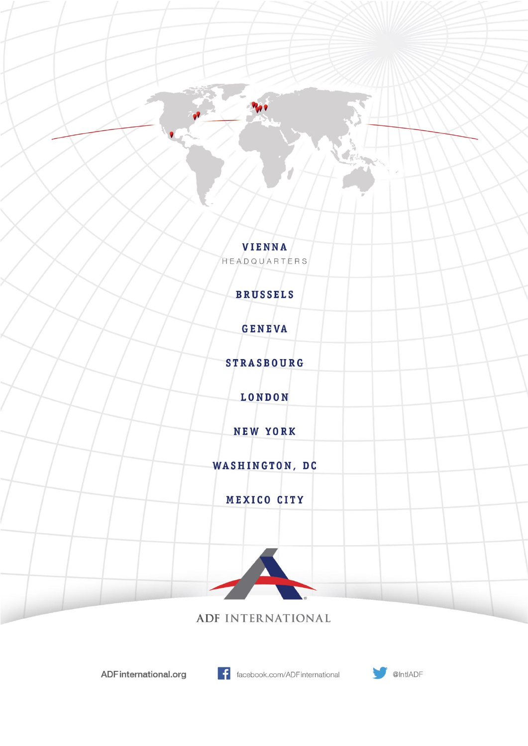**VIENNA**
HEADQUARTERS

**BRUSSELS**

**GENEVA**

**STRASBOURG**

**LONDON**

**NEW YORK**

**WASHINGTON, DC**

**MEXICO CITY**

ADF INTERNATIONAL

ADFinternational.org

facebook.com/ADFinternational

@IntlADF